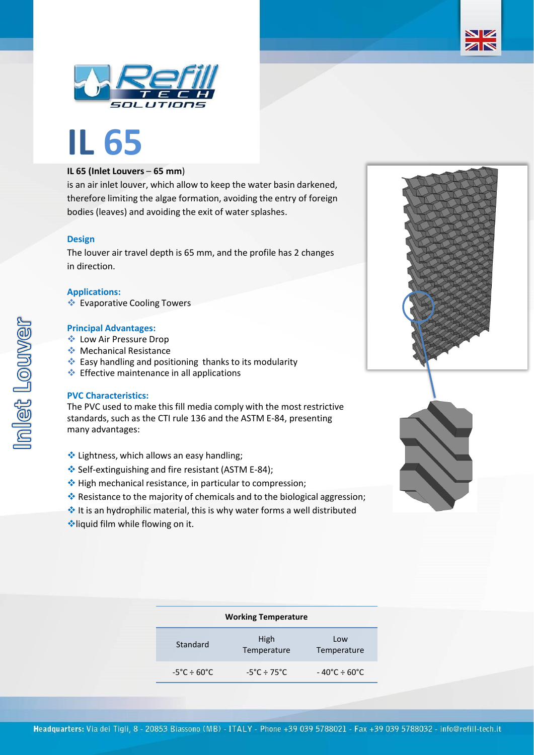# IL 65

**IL 65 (Inlet Louvers – 65 mm)**
is an air inlet louver, which allow to keep the water basin darkened, therefore limiting the algae formation, avoiding the entry of foreign bodies (leaves) and avoiding the exit of water splashes.

### Design

The louver air travel depth is 65 mm, and the profile has 2 changes in direction.

### Applications:

- Evaporative Cooling Towers

### Principal Advantages:

- Low Air Pressure Drop
- Mechanical Resistance
- Easy handling and positioning thanks to its modularity
- Effective maintenance in all applications

### PVC Characteristics:

The PVC used to make this fill media comply with the most restrictive standards, such as the CTI rule 136 and the ASTM E-84, presenting many advantages:

- Lightness, which allows an easy handling;
- Self-extinguishing and fire resistant (ASTM E-84);
- High mechanical resistance, in particular to compression;
- Resistance to the majority of chemicals and to the biological aggression;
- It is an hydrophilic material, this is why water forms a well distributed
- liquid film while flowing on it.

| Working Temperature | | |
|---|---|---|
| Standard | High Temperature | Low Temperature |
| -5°C ÷ 60°C | -5°C ÷ 75°C | - 40°C ÷ 60°C |

Inlet Louver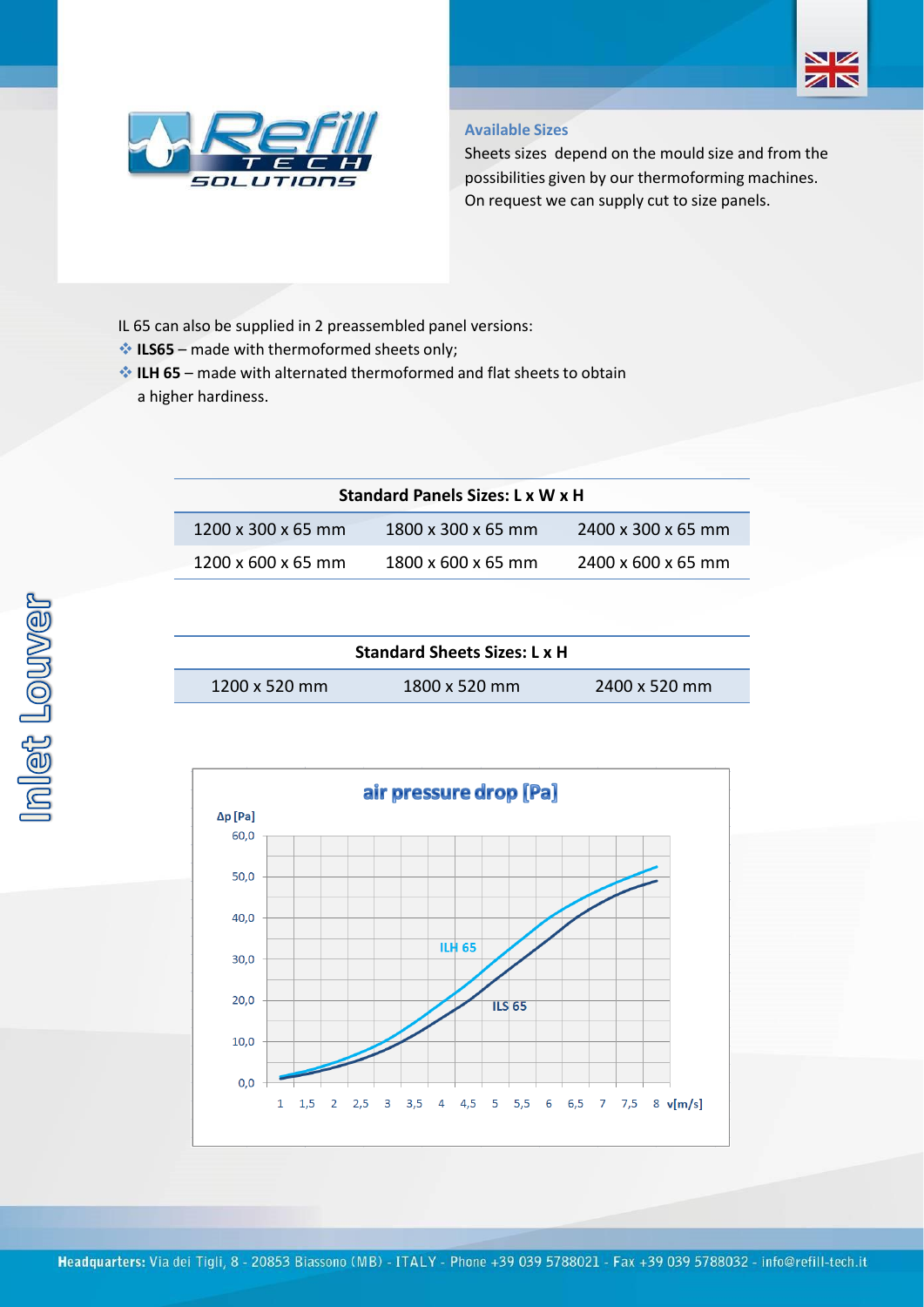## Available Sizes

Sheets sizes depend on the mould size and from the possibilities given by our thermoforming machines. On request we can supply cut to size panels.

IL 65 can also be supplied in 2 preassembled panel versions:

- **ILS65** – made with thermoformed sheets only;
- **ILH 65** – made with alternated thermoformed and flat sheets to obtain a higher hardiness.

| Standard Panels Sizes: L x W x H | | |
|---|---|---|
| 1200 x 300 x 65 mm | 1800 x 300 x 65 mm | 2400 x 300 x 65 mm |
| 1200 x 600 x 65 mm | 1800 x 600 x 65 mm | 2400 x 600 x 65 mm |

| Standard Sheets Sizes: L x H | | |
|---|---|---|
| 1200 x 520 mm | 1800 x 520 mm | 2400 x 520 mm |

air pressure drop [Pa]

Δp [Pa]

60,0
50,0
40,0
30,0
20,0
10,0
0,0

1 1,5 2 2,5 3 3,5 4 4,5 5 5,5 6 6,5 7 7,5 8 v[m/s]

ILH 65

ILS 65

Inlet Louver

**Headquarters:** Via dei Tigli, 8 - 20853 Biassono (MB) - ITALY - Phone +39 039 5788021 - Fax +39 039 5788032 - info@refill-tech.it